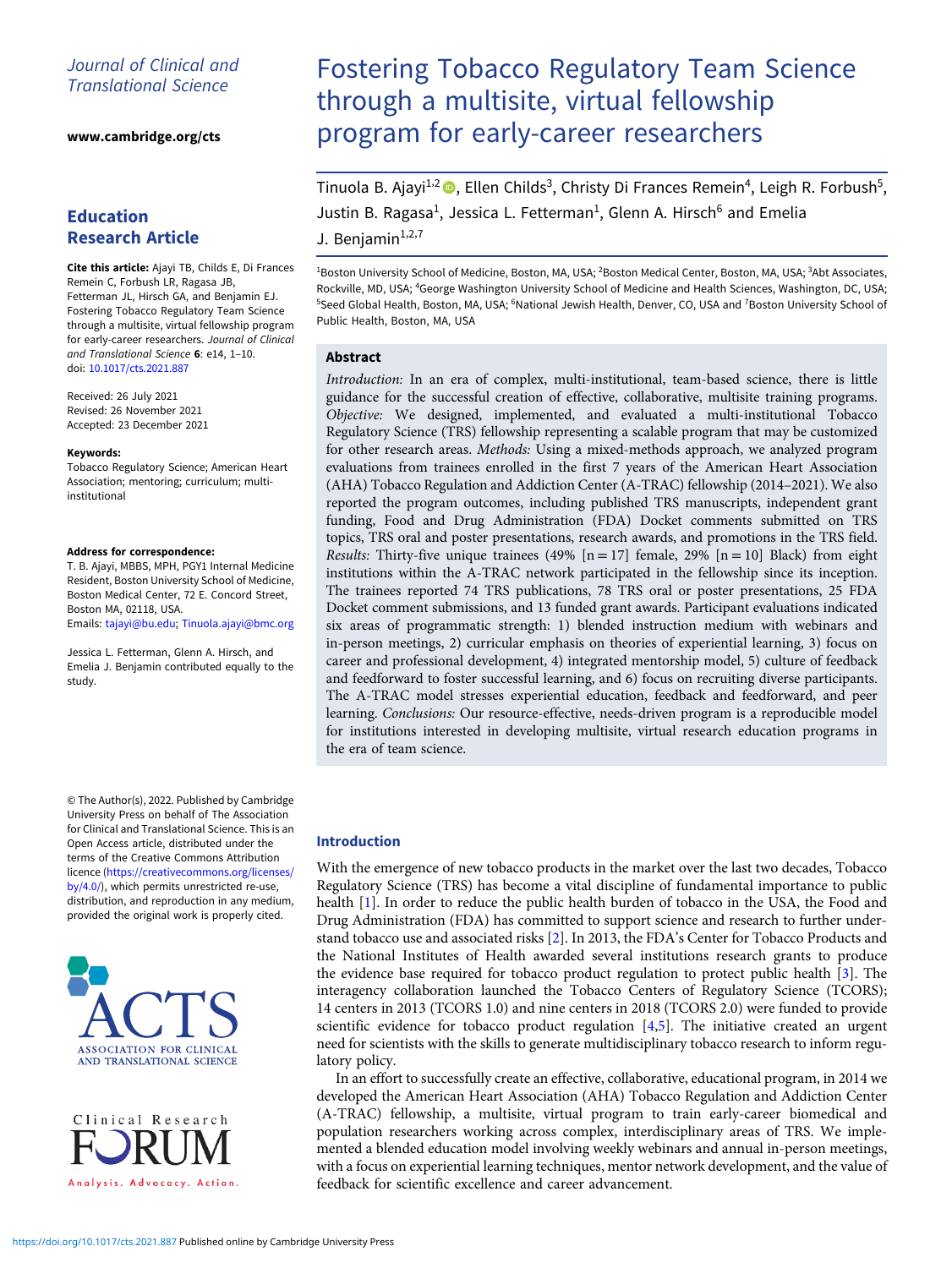Journal of Clinical and Translational Science

www.cambridge.org/cts

**Education Research Article**

**Cite this article:** Ajayi TB, Childs E, Di Frances Remein C, Forbush LR, Ragasa JB, Fetterman JL, Hirsch GA, and Benjamin EJ. Fostering Tobacco Regulatory Team Science through a multisite, virtual fellowship program for early-career researchers. *Journal of Clinical and Translational Science* **6**: e14, 1–10. doi: 10.1017/cts.2021.887

Received: 26 July 2021
Revised: 26 November 2021
Accepted: 23 December 2021

**Keywords:**
Tobacco Regulatory Science; American Heart Association; mentoring; curriculum; multi-institutional

**Address for correspondence:**
T. B. Ajayi, MBBS, MPH, PGY1 Internal Medicine Resident, Boston University School of Medicine, Boston Medical Center, 72 E. Concord Street, Boston MA, 02118, USA.
Emails: tajayi@bu.edu; Tinuola.ajayi@bmc.org

Jessica L. Fetterman, Glenn A. Hirsch, and Emelia J. Benjamin contributed equally to the study.

© The Author(s), 2022. Published by Cambridge University Press on behalf of The Association for Clinical and Translational Science. This is an Open Access article, distributed under the terms of the Creative Commons Attribution licence (https://creativecommons.org/licenses/by/4.0/), which permits unrestricted re-use, distribution, and reproduction in any medium, provided the original work is properly cited.

# Fostering Tobacco Regulatory Team Science through a multisite, virtual fellowship program for early-career researchers

Tinuola B. Ajayi[1,2], Ellen Childs[3], Christy Di Frances Remein[4], Leigh R. Forbush[5], Justin B. Ragasa[1], Jessica L. Fetterman[1], Glenn A. Hirsch[6] and Emelia J. Benjamin[1,2,7]

[1]Boston University School of Medicine, Boston, MA, USA; [2]Boston Medical Center, Boston, MA, USA; [3]Abt Associates, Rockville, MD, USA; [4]George Washington University School of Medicine and Health Sciences, Washington, DC, USA; [5]Seed Global Health, Boston, MA, USA; [6]National Jewish Health, Denver, CO, USA and [7]Boston University School of Public Health, Boston, MA, USA

## Abstract

*Introduction:* In an era of complex, multi-institutional, team-based science, there is little guidance for the successful creation of effective, collaborative, multisite training programs. *Objective:* We designed, implemented, and evaluated a multi-institutional Tobacco Regulatory Science (TRS) fellowship representing a scalable program that may be customized for other research areas. *Methods:* Using a mixed-methods approach, we analyzed program evaluations from trainees enrolled in the first 7 years of the American Heart Association (AHA) Tobacco Regulation and Addiction Center (A-TRAC) fellowship (2014–2021). We also reported the program outcomes, including published TRS manuscripts, independent grant funding, Food and Drug Administration (FDA) Docket comments submitted on TRS topics, TRS oral and poster presentations, research awards, and promotions in the TRS field. *Results:* Thirty-five unique trainees (49% [n = 17] female, 29% [n = 10] Black) from eight institutions within the A-TRAC network participated in the fellowship since its inception. The trainees reported 74 TRS publications, 78 TRS oral or poster presentations, 25 FDA Docket comment submissions, and 13 funded grant awards. Participant evaluations indicated six areas of programmatic strength: 1) blended instruction medium with webinars and in-person meetings, 2) curricular emphasis on theories of experiential learning, 3) focus on career and professional development, 4) integrated mentorship model, 5) culture of feedback and feedforward to foster successful learning, and 6) focus on recruiting diverse participants. The A-TRAC model stresses experiential education, feedback and feedforward, and peer learning. *Conclusions:* Our resource-effective, needs-driven program is a reproducible model for institutions interested in developing multisite, virtual research education programs in the era of team science.

## Introduction

With the emergence of new tobacco products in the market over the last two decades, Tobacco Regulatory Science (TRS) has become a vital discipline of fundamental importance to public health [1]. In order to reduce the public health burden of tobacco in the USA, the Food and Drug Administration (FDA) has committed to support science and research to further understand tobacco use and associated risks [2]. In 2013, the FDA's Center for Tobacco Products and the National Institutes of Health awarded several institutions research grants to produce the evidence base required for tobacco product regulation to protect public health [3]. The interagency collaboration launched the Tobacco Centers of Regulatory Science (TCORS); 14 centers in 2013 (TCORS 1.0) and nine centers in 2018 (TCORS 2.0) were funded to provide scientific evidence for tobacco product regulation [4,5]. The initiative created an urgent need for scientists with the skills to generate multidisciplinary tobacco research to inform regulatory policy.

In an effort to successfully create an effective, collaborative, educational program, in 2014 we developed the American Heart Association (AHA) Tobacco Regulation and Addiction Center (A-TRAC) fellowship, a multisite, virtual program to train early-career biomedical and population researchers working across complex, interdisciplinary areas of TRS. We implemented a blended education model involving weekly webinars and annual in-person meetings, with a focus on experiential learning techniques, mentor network development, and the value of feedback for scientific excellence and career advancement.

https://doi.org/10.1017/cts.2021.887 Published online by Cambridge University Press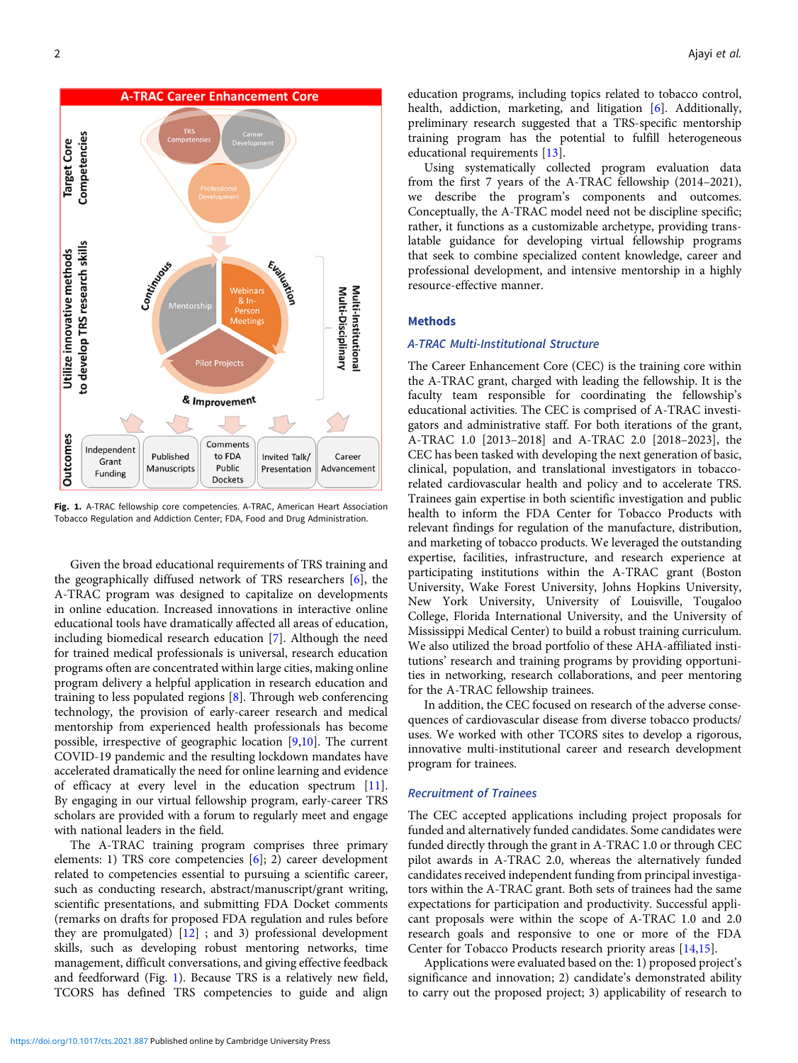Fig. 1. A-TRAC fellowship core competencies. A-TRAC, American Heart Association Tobacco Regulation and Addiction Center; FDA, Food and Drug Administration.

Given the broad educational requirements of TRS training and the geographically diffused network of TRS researchers [6], the A-TRAC program was designed to capitalize on developments in online education. Increased innovations in interactive online educational tools have dramatically affected all areas of education, including biomedical research education [7]. Although the need for trained medical professionals is universal, research education programs often are concentrated within large cities, making online program delivery a helpful application in research education and training to less populated regions [8]. Through web conferencing technology, the provision of early-career research and medical mentorship from experienced health professionals has become possible, irrespective of geographic location [9,10]. The current COVID-19 pandemic and the resulting lockdown mandates have accelerated dramatically the need for online learning and evidence of efficacy at every level in the education spectrum [11]. By engaging in our virtual fellowship program, early-career TRS scholars are provided with a forum to regularly meet and engage with national leaders in the field.

The A-TRAC training program comprises three primary elements: 1) TRS core competencies [6]; 2) career development related to competencies essential to pursuing a scientific career, such as conducting research, abstract/manuscript/grant writing, scientific presentations, and submitting FDA Docket comments (remarks on drafts for proposed FDA regulation and rules before they are promulgated) [12] ; and 3) professional development skills, such as developing robust mentoring networks, time management, difficult conversations, and giving effective feedback and feedforward (Fig. 1). Because TRS is a relatively new field, TCORS has defined TRS competencies to guide and align education programs, including topics related to tobacco control, health, addiction, marketing, and litigation [6]. Additionally, preliminary research suggested that a TRS-specific mentorship training program has the potential to fulfill heterogeneous educational requirements [13].

Using systematically collected program evaluation data from the first 7 years of the A-TRAC fellowship (2014–2021), we describe the program's components and outcomes. Conceptually, the A-TRAC model need not be discipline specific; rather, it functions as a customizable archetype, providing translatable guidance for developing virtual fellowship programs that seek to combine specialized content knowledge, career and professional development, and intensive mentorship in a highly resource-effective manner.

## Methods

### A-TRAC Multi-Institutional Structure

The Career Enhancement Core (CEC) is the training core within the A-TRAC grant, charged with leading the fellowship. It is the faculty team responsible for coordinating the fellowship's educational activities. The CEC is comprised of A-TRAC investigators and administrative staff. For both iterations of the grant, A-TRAC 1.0 [2013–2018] and A-TRAC 2.0 [2018–2023], the CEC has been tasked with developing the next generation of basic, clinical, population, and translational investigators in tobacco-related cardiovascular health and policy and to accelerate TRS. Trainees gain expertise in both scientific investigation and public health to inform the FDA Center for Tobacco Products with relevant findings for regulation of the manufacture, distribution, and marketing of tobacco products. We leveraged the outstanding expertise, facilities, infrastructure, and research experience at participating institutions within the A-TRAC grant (Boston University, Wake Forest University, Johns Hopkins University, New York University, University of Louisville, Tougaloo College, Florida International University, and the University of Mississippi Medical Center) to build a robust training curriculum. We also utilized the broad portfolio of these AHA-affiliated institutions' research and training programs by providing opportunities in networking, research collaborations, and peer mentoring for the A-TRAC fellowship trainees.

In addition, the CEC focused on research of the adverse consequences of cardiovascular disease from diverse tobacco products/uses. We worked with other TCORS sites to develop a rigorous, innovative multi-institutional career and research development program for trainees.

### Recruitment of Trainees

The CEC accepted applications including project proposals for funded and alternatively funded candidates. Some candidates were funded directly through the grant in A-TRAC 1.0 or through CEC pilot awards in A-TRAC 2.0, whereas the alternatively funded candidates received independent funding from principal investigators within the A-TRAC grant. Both sets of trainees had the same expectations for participation and productivity. Successful applicant proposals were within the scope of A-TRAC 1.0 and 2.0 research goals and responsive to one or more of the FDA Center for Tobacco Products research priority areas [14,15].

Applications were evaluated based on the: 1) proposed project's significance and innovation; 2) candidate's demonstrated ability to carry out the proposed project; 3) applicability of research to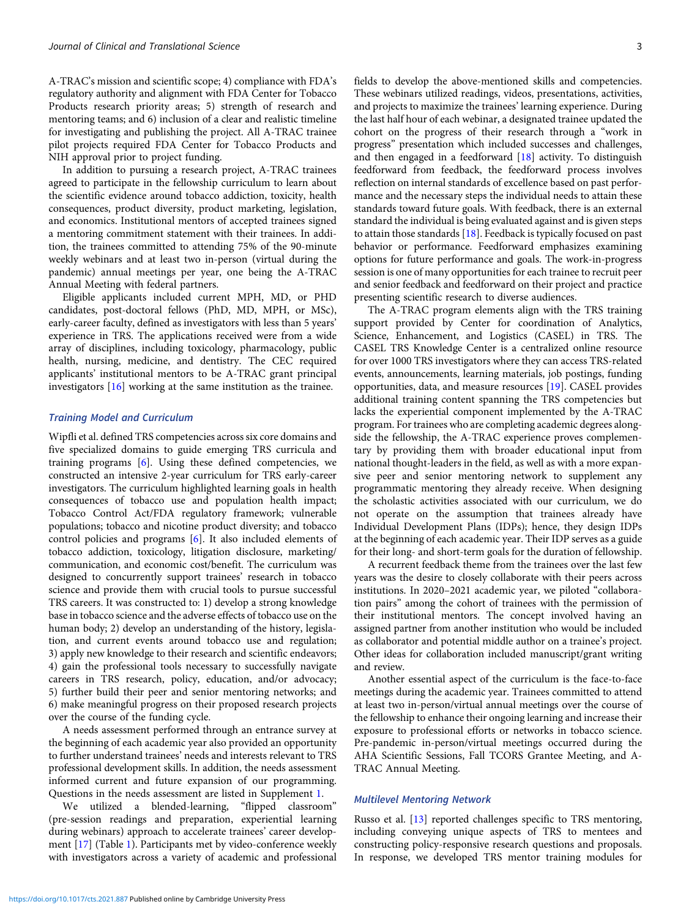A-TRAC's mission and scientific scope; 4) compliance with FDA's regulatory authority and alignment with FDA Center for Tobacco Products research priority areas; 5) strength of research and mentoring teams; and 6) inclusion of a clear and realistic timeline for investigating and publishing the project. All A-TRAC trainee pilot projects required FDA Center for Tobacco Products and NIH approval prior to project funding.

In addition to pursuing a research project, A-TRAC trainees agreed to participate in the fellowship curriculum to learn about the scientific evidence around tobacco addiction, toxicity, health consequences, product diversity, product marketing, legislation, and economics. Institutional mentors of accepted trainees signed a mentoring commitment statement with their trainees. In addition, the trainees committed to attending 75% of the 90-minute weekly webinars and at least two in-person (virtual during the pandemic) annual meetings per year, one being the A-TRAC Annual Meeting with federal partners.

Eligible applicants included current MPH, MD, or PHD candidates, post-doctoral fellows (PhD, MD, MPH, or MSc), early-career faculty, defined as investigators with less than 5 years' experience in TRS. The applications received were from a wide array of disciplines, including toxicology, pharmacology, public health, nursing, medicine, and dentistry. The CEC required applicants' institutional mentors to be A-TRAC grant principal investigators [16] working at the same institution as the trainee.

### Training Model and Curriculum

Wipfli et al. defined TRS competencies across six core domains and five specialized domains to guide emerging TRS curricula and training programs [6]. Using these defined competencies, we constructed an intensive 2-year curriculum for TRS early-career investigators. The curriculum highlighted learning goals in health consequences of tobacco use and population health impact; Tobacco Control Act/FDA regulatory framework; vulnerable populations; tobacco and nicotine product diversity; and tobacco control policies and programs [6]. It also included elements of tobacco addiction, toxicology, litigation disclosure, marketing/communication, and economic cost/benefit. The curriculum was designed to concurrently support trainees' research in tobacco science and provide them with crucial tools to pursue successful TRS careers. It was constructed to: 1) develop a strong knowledge base in tobacco science and the adverse effects of tobacco use on the human body; 2) develop an understanding of the history, legislation, and current events around tobacco use and regulation; 3) apply new knowledge to their research and scientific endeavors; 4) gain the professional tools necessary to successfully navigate careers in TRS research, policy, education, and/or advocacy; 5) further build their peer and senior mentoring networks; and 6) make meaningful progress on their proposed research projects over the course of the funding cycle.

A needs assessment performed through an entrance survey at the beginning of each academic year also provided an opportunity to further understand trainees' needs and interests relevant to TRS professional development skills. In addition, the needs assessment informed current and future expansion of our programming. Questions in the needs assessment are listed in Supplement 1.

We utilized a blended-learning, "flipped classroom" (pre-session readings and preparation, experiential learning during webinars) approach to accelerate trainees' career development [17] (Table 1). Participants met by video-conference weekly with investigators across a variety of academic and professional fields to develop the above-mentioned skills and competencies. These webinars utilized readings, videos, presentations, activities, and projects to maximize the trainees' learning experience. During the last half hour of each webinar, a designated trainee updated the cohort on the progress of their research through a "work in progress" presentation which included successes and challenges, and then engaged in a feedforward [18] activity. To distinguish feedforward from feedback, the feedforward process involves reflection on internal standards of excellence based on past performance and the necessary steps the individual needs to attain these standards toward future goals. With feedback, there is an external standard the individual is being evaluated against and is given steps to attain those standards [18]. Feedback is typically focused on past behavior or performance. Feedforward emphasizes examining options for future performance and goals. The work-in-progress session is one of many opportunities for each trainee to recruit peer and senior feedback and feedforward on their project and practice presenting scientific research to diverse audiences.

The A-TRAC program elements align with the TRS training support provided by Center for coordination of Analytics, Science, Enhancement, and Logistics (CASEL) in TRS. The CASEL TRS Knowledge Center is a centralized online resource for over 1000 TRS investigators where they can access TRS-related events, announcements, learning materials, job postings, funding opportunities, data, and measure resources [19]. CASEL provides additional training content spanning the TRS competencies but lacks the experiential component implemented by the A-TRAC program. For trainees who are completing academic degrees alongside the fellowship, the A-TRAC experience proves complementary by providing them with broader educational input from national thought-leaders in the field, as well as with a more expansive peer and senior mentoring network to supplement any programmatic mentoring they already receive. When designing the scholastic activities associated with our curriculum, we do not operate on the assumption that trainees already have Individual Development Plans (IDPs); hence, they design IDPs at the beginning of each academic year. Their IDP serves as a guide for their long- and short-term goals for the duration of fellowship.

A recurrent feedback theme from the trainees over the last few years was the desire to closely collaborate with their peers across institutions. In 2020–2021 academic year, we piloted "collaboration pairs" among the cohort of trainees with the permission of their institutional mentors. The concept involved having an assigned partner from another institution who would be included as collaborator and potential middle author on a trainee's project. Other ideas for collaboration included manuscript/grant writing and review.

Another essential aspect of the curriculum is the face-to-face meetings during the academic year. Trainees committed to attend at least two in-person/virtual annual meetings over the course of the fellowship to enhance their ongoing learning and increase their exposure to professional efforts or networks in tobacco science. Pre-pandemic in-person/virtual meetings occurred during the AHA Scientific Sessions, Fall TCORS Grantee Meeting, and A-TRAC Annual Meeting.

### Multilevel Mentoring Network

Russo et al. [13] reported challenges specific to TRS mentoring, including conveying unique aspects of TRS to mentees and constructing policy-responsive research questions and proposals. In response, we developed TRS mentor training modules for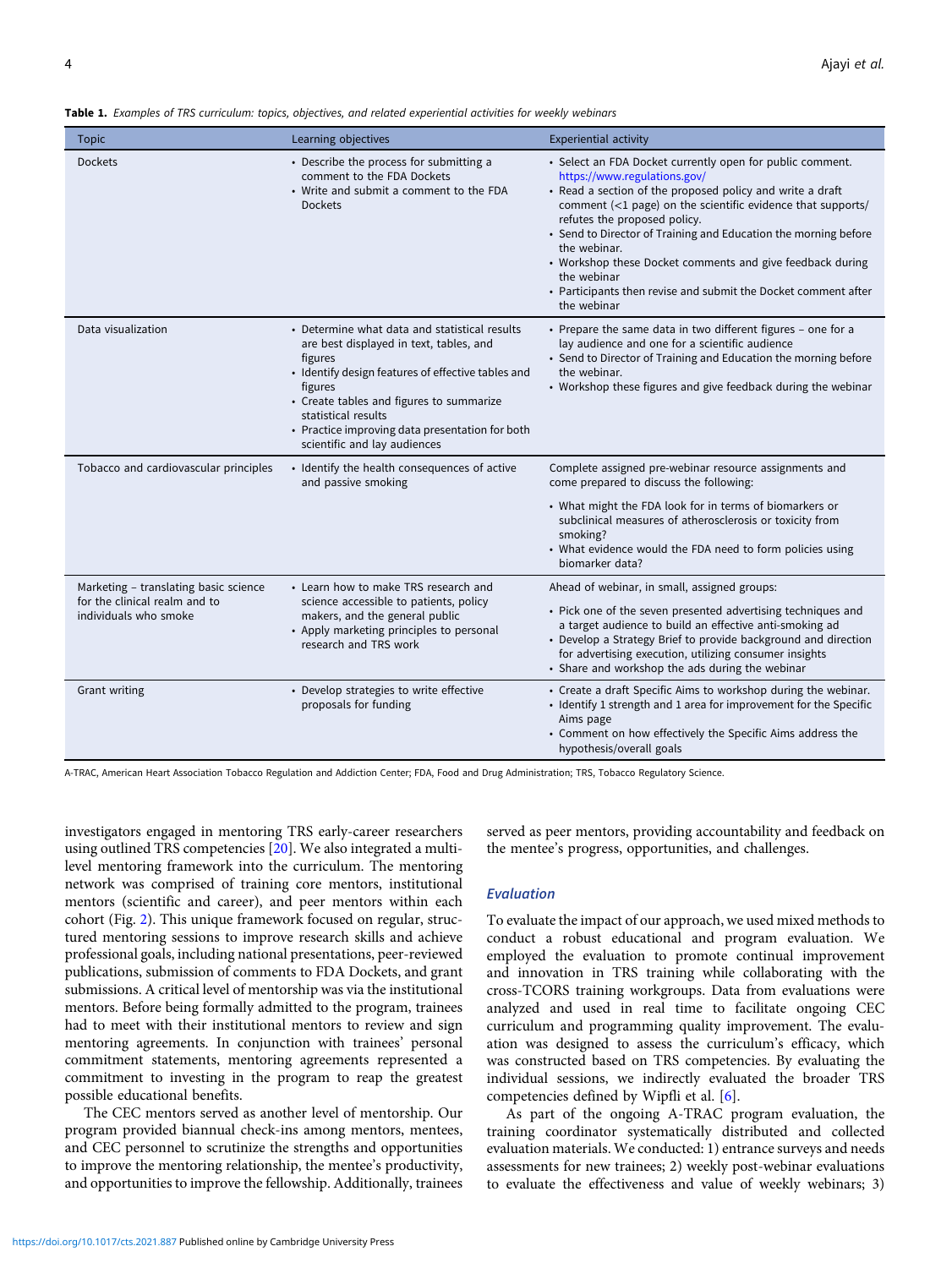**Table 1.** *Examples of TRS curriculum: topics, objectives, and related experiential activities for weekly webinars*

| Topic | Learning objectives | Experiential activity |
|---|---|---|
| Dockets | • Describe the process for submitting a comment to the FDA Dockets<br>• Write and submit a comment to the FDA Dockets | • Select an FDA Docket currently open for public comment. https://www.regulations.gov/<br>• Read a section of the proposed policy and write a draft comment (<1 page) on the scientific evidence that supports/refutes the proposed policy.<br>• Send to Director of Training and Education the morning before the webinar.<br>• Workshop these Docket comments and give feedback during the webinar<br>• Participants then revise and submit the Docket comment after the webinar |
| Data visualization | • Determine what data and statistical results are best displayed in text, tables, and figures<br>• Identify design features of effective tables and figures<br>• Create tables and figures to summarize statistical results<br>• Practice improving data presentation for both scientific and lay audiences | • Prepare the same data in two different figures – one for a lay audience and one for a scientific audience<br>• Send to Director of Training and Education the morning before the webinar.<br>• Workshop these figures and give feedback during the webinar |
| Tobacco and cardiovascular principles | • Identify the health consequences of active and passive smoking | Complete assigned pre-webinar resource assignments and come prepared to discuss the following:<br>• What might the FDA look for in terms of biomarkers or subclinical measures of atherosclerosis or toxicity from smoking?<br>• What evidence would the FDA need to form policies using biomarker data? |
| Marketing – translating basic science for the clinical realm and to individuals who smoke | • Learn how to make TRS research and science accessible to patients, policy makers, and the general public<br>• Apply marketing principles to personal research and TRS work | Ahead of webinar, in small, assigned groups:<br>• Pick one of the seven presented advertising techniques and a target audience to build an effective anti-smoking ad<br>• Develop a Strategy Brief to provide background and direction for advertising execution, utilizing consumer insights<br>• Share and workshop the ads during the webinar |
| Grant writing | • Develop strategies to write effective proposals for funding | • Create a draft Specific Aims to workshop during the webinar.<br>• Identify 1 strength and 1 area for improvement for the Specific Aims page<br>• Comment on how effectively the Specific Aims address the hypothesis/overall goals |

A-TRAC, American Heart Association Tobacco Regulation and Addiction Center; FDA, Food and Drug Administration; TRS, Tobacco Regulatory Science.

investigators engaged in mentoring TRS early-career researchers using outlined TRS competencies [20]. We also integrated a multi-level mentoring framework into the curriculum. The mentoring network was comprised of training core mentors, institutional mentors (scientific and career), and peer mentors within each cohort (Fig. 2). This unique framework focused on regular, structured mentoring sessions to improve research skills and achieve professional goals, including national presentations, peer-reviewed publications, submission of comments to FDA Dockets, and grant submissions. A critical level of mentorship was via the institutional mentors. Before being formally admitted to the program, trainees had to meet with their institutional mentors to review and sign mentoring agreements. In conjunction with trainees' personal commitment statements, mentoring agreements represented a commitment to investing in the program to reap the greatest possible educational benefits.

The CEC mentors served as another level of mentorship. Our program provided biannual check-ins among mentors, mentees, and CEC personnel to scrutinize the strengths and opportunities to improve the mentoring relationship, the mentee's productivity, and opportunities to improve the fellowship. Additionally, trainees served as peer mentors, providing accountability and feedback on the mentee's progress, opportunities, and challenges.

### Evaluation

To evaluate the impact of our approach, we used mixed methods to conduct a robust educational and program evaluation. We employed the evaluation to promote continual improvement and innovation in TRS training while collaborating with the cross-TCORS training workgroups. Data from evaluations were analyzed and used in real time to facilitate ongoing CEC curriculum and programming quality improvement. The evaluation was designed to assess the curriculum's efficacy, which was constructed based on TRS competencies. By evaluating the individual sessions, we indirectly evaluated the broader TRS competencies defined by Wipfli et al. [6].

As part of the ongoing A-TRAC program evaluation, the training coordinator systematically distributed and collected evaluation materials. We conducted: 1) entrance surveys and needs assessments for new trainees; 2) weekly post-webinar evaluations to evaluate the effectiveness and value of weekly webinars; 3)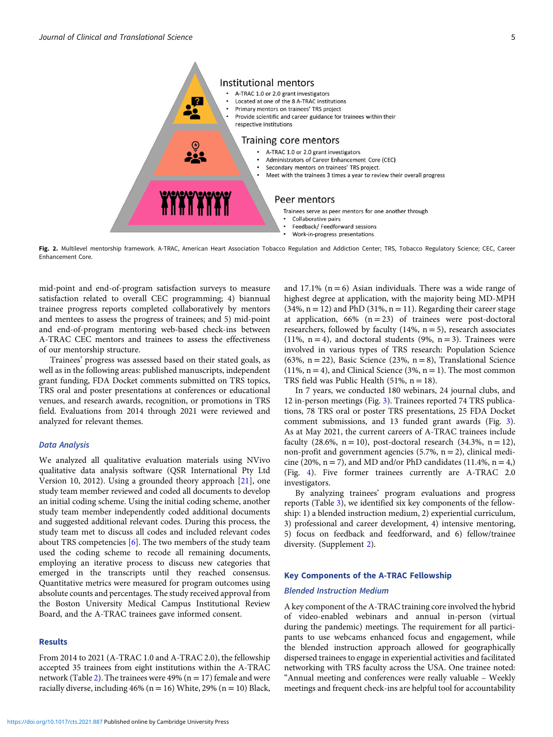Institutional mentors

- A-TRAC 1.0 or 2.0 grant investigators
- Located at one of the 8 A-TRAC institutions
- Primary mentors on trainees' TRS project
- Provide scientific and career guidance for trainees within their respective institutions

Training core mentors

- A-TRAC 1.0 or 2.0 grant investigators
- Administrators of Career Enhancement Core (CEC)
- Secondary mentors on trainees' TRS project.
- Meet with the trainees 3 times a year to review their overall progress

Peer mentors

Trainees serve as peer mentors for one another through

- Collaborative pairs
- Feedback/ Feedforward sessions
- Work-in-progress presentations

**Fig. 2.** Multilevel mentorship framework. A-TRAC, American Heart Association Tobacco Regulation and Addiction Center; TRS, Tobacco Regulatory Science; CEC, Career Enhancement Core.

mid-point and end-of-program satisfaction surveys to measure satisfaction related to overall CEC programming; 4) biannual trainee progress reports completed collaboratively by mentors and mentees to assess the progress of trainees; and 5) mid-point and end-of-program mentoring web-based check-ins between A-TRAC CEC mentors and trainees to assess the effectiveness of our mentorship structure.

Trainees' progress was assessed based on their stated goals, as well as in the following areas: published manuscripts, independent grant funding, FDA Docket comments submitted on TRS topics, TRS oral and poster presentations at conferences or educational venues, and research awards, recognition, or promotions in TRS field. Evaluations from 2014 through 2021 were reviewed and analyzed for relevant themes.

### Data Analysis

We analyzed all qualitative evaluation materials using NVivo qualitative data analysis software (QSR International Pty Ltd Version 10, 2012). Using a grounded theory approach [21], one study team member reviewed and coded all documents to develop an initial coding scheme. Using the initial coding scheme, another study team member independently coded additional documents and suggested additional relevant codes. During this process, the study team met to discuss all codes and included relevant codes about TRS competencies [6]. The two members of the study team used the coding scheme to recode all remaining documents, employing an iterative process to discuss new categories that emerged in the transcripts until they reached consensus. Quantitative metrics were measured for program outcomes using absolute counts and percentages. The study received approval from the Boston University Medical Campus Institutional Review Board, and the A-TRAC trainees gave informed consent.

## Results

From 2014 to 2021 (A-TRAC 1.0 and A-TRAC 2.0), the fellowship accepted 35 trainees from eight institutions within the A-TRAC network (Table 2). The trainees were 49% (n = 17) female and were racially diverse, including 46% (n = 16) White, 29% (n = 10) Black, and 17.1% (n = 6) Asian individuals. There was a wide range of highest degree at application, with the majority being MD-MPH (34%, n = 12) and PhD (31%, n = 11). Regarding their career stage at application, 66% (n = 23) of trainees were post-doctoral researchers, followed by faculty (14%, n = 5), research associates (11%, n = 4), and doctoral students (9%, n = 3). Trainees were involved in various types of TRS research: Population Science (63%, n = 22), Basic Science (23%, n = 8), Translational Science (11%, n = 4), and Clinical Science (3%, n = 1). The most common TRS field was Public Health (51%, n = 18).

In 7 years, we conducted 180 webinars, 24 journal clubs, and 12 in-person meetings (Fig. 3). Trainees reported 74 TRS publications, 78 TRS oral or poster TRS presentations, 25 FDA Docket comment submissions, and 13 funded grant awards (Fig. 3). As at May 2021, the current careers of A-TRAC trainees include faculty (28.6%, n = 10), post-doctoral research (34.3%, n = 12), non-profit and government agencies (5.7%, n = 2), clinical medicine (20%, n = 7), and MD and/or PhD candidates (11.4%, n = 4,) (Fig. 4). Five former trainees currently are A-TRAC 2.0 investigators.

By analyzing trainees' program evaluations and progress reports (Table 3), we identified six key components of the fellowship: 1) a blended instruction medium, 2) experiential curriculum, 3) professional and career development, 4) intensive mentoring, 5) focus on feedback and feedforward, and 6) fellow/trainee diversity. (Supplement 2).

## Key Components of the A-TRAC Fellowship

### Blended Instruction Medium

A key component of the A-TRAC training core involved the hybrid of video-enabled webinars and annual in-person (virtual during the pandemic) meetings. The requirement for all participants to use webcams enhanced focus and engagement, while the blended instruction approach allowed for geographically dispersed trainees to engage in experiential activities and facilitated networking with TRS faculty across the USA. One trainee noted: "Annual meeting and conferences were really valuable – Weekly meetings and frequent check-ins are helpful tool for accountability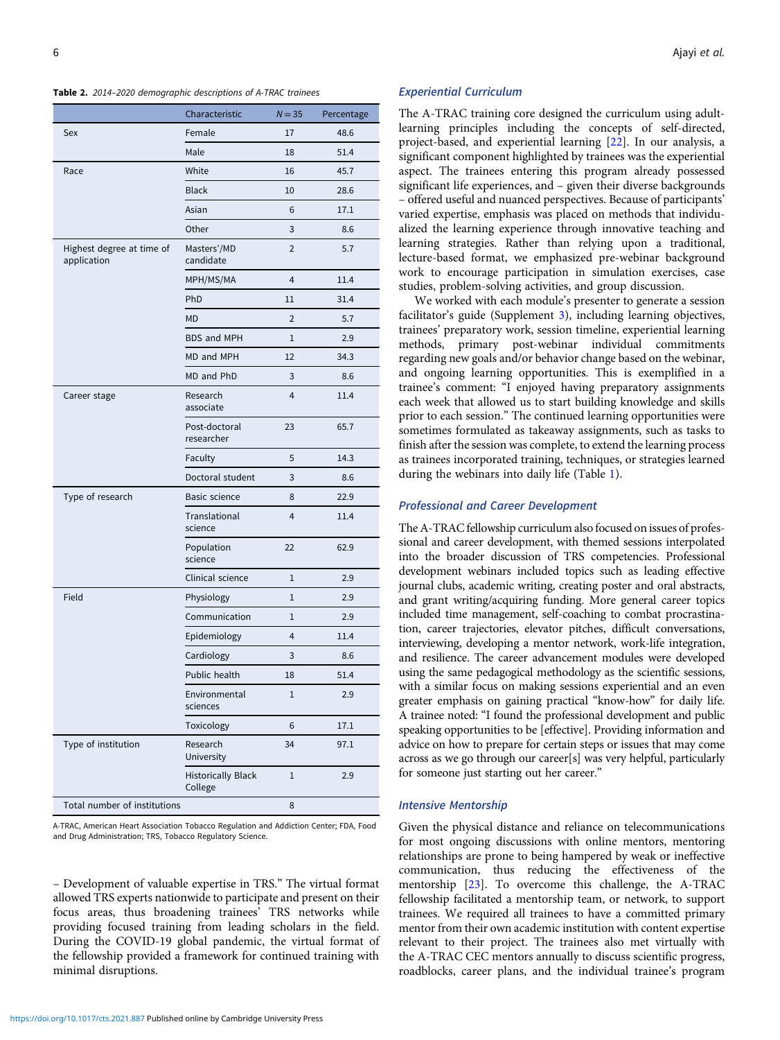**Table 2.** *2014–2020 demographic descriptions of A-TRAC trainees*

| | Characteristic | N = 35 | Percentage |
|---|---|---|---|
| Sex | Female | 17 | 48.6 |
| | Male | 18 | 51.4 |
| Race | White | 16 | 45.7 |
| | Black | 10 | 28.6 |
| | Asian | 6 | 17.1 |
| | Other | 3 | 8.6 |
| Highest degree at time of application | Masters'/MD candidate | 2 | 5.7 |
| | MPH/MS/MA | 4 | 11.4 |
| | PhD | 11 | 31.4 |
| | MD | 2 | 5.7 |
| | BDS and MPH | 1 | 2.9 |
| | MD and MPH | 12 | 34.3 |
| | MD and PhD | 3 | 8.6 |
| Career stage | Research associate | 4 | 11.4 |
| | Post-doctoral researcher | 23 | 65.7 |
| | Faculty | 5 | 14.3 |
| | Doctoral student | 3 | 8.6 |
| Type of research | Basic science | 8 | 22.9 |
| | Translational science | 4 | 11.4 |
| | Population science | 22 | 62.9 |
| | Clinical science | 1 | 2.9 |
| Field | Physiology | 1 | 2.9 |
| | Communication | 1 | 2.9 |
| | Epidemiology | 4 | 11.4 |
| | Cardiology | 3 | 8.6 |
| | Public health | 18 | 51.4 |
| | Environmental sciences | 1 | 2.9 |
| | Toxicology | 6 | 17.1 |
| Type of institution | Research University | 34 | 97.1 |
| | Historically Black College | 1 | 2.9 |
| Total number of institutions | | 8 | |

A-TRAC, American Heart Association Tobacco Regulation and Addiction Center; FDA, Food and Drug Administration; TRS, Tobacco Regulatory Science.

– Development of valuable expertise in TRS." The virtual format allowed TRS experts nationwide to participate and present on their focus areas, thus broadening trainees' TRS networks while providing focused training from leading scholars in the field. During the COVID-19 global pandemic, the virtual format of the fellowship provided a framework for continued training with minimal disruptions.

### Experiential Curriculum

The A-TRAC training core designed the curriculum using adult-learning principles including the concepts of self-directed, project-based, and experiential learning [22]. In our analysis, a significant component highlighted by trainees was the experiential aspect. The trainees entering this program already possessed significant life experiences, and – given their diverse backgrounds – offered useful and nuanced perspectives. Because of participants' varied expertise, emphasis was placed on methods that individualized the learning experience through innovative teaching and learning strategies. Rather than relying upon a traditional, lecture-based format, we emphasized pre-webinar background work to encourage participation in simulation exercises, case studies, problem-solving activities, and group discussion.

We worked with each module's presenter to generate a session facilitator's guide (Supplement 3), including learning objectives, trainees' preparatory work, session timeline, experiential learning methods, primary post-webinar individual commitments regarding new goals and/or behavior change based on the webinar, and ongoing learning opportunities. This is exemplified in a trainee's comment: "I enjoyed having preparatory assignments each week that allowed us to start building knowledge and skills prior to each session." The continued learning opportunities were sometimes formulated as takeaway assignments, such as tasks to finish after the session was complete, to extend the learning process as trainees incorporated training, techniques, or strategies learned during the webinars into daily life (Table 1).

### Professional and Career Development

The A-TRAC fellowship curriculum also focused on issues of professional and career development, with themed sessions interpolated into the broader discussion of TRS competencies. Professional development webinars included topics such as leading effective journal clubs, academic writing, creating poster and oral abstracts, and grant writing/acquiring funding. More general career topics included time management, self-coaching to combat procrastination, career trajectories, elevator pitches, difficult conversations, interviewing, developing a mentor network, work-life integration, and resilience. The career advancement modules were developed using the same pedagogical methodology as the scientific sessions, with a similar focus on making sessions experiential and an even greater emphasis on gaining practical "know-how" for daily life. A trainee noted: "I found the professional development and public speaking opportunities to be [effective]. Providing information and advice on how to prepare for certain steps or issues that may come across as we go through our career[s] was very helpful, particularly for someone just starting out her career."

### Intensive Mentorship

Given the physical distance and reliance on telecommunications for most ongoing discussions with online mentors, mentoring relationships are prone to being hampered by weak or ineffective communication, thus reducing the effectiveness of the mentorship [23]. To overcome this challenge, the A-TRAC fellowship facilitated a mentorship team, or network, to support trainees. We required all trainees to have a committed primary mentor from their own academic institution with content expertise relevant to their project. The trainees also met virtually with the A-TRAC CEC mentors annually to discuss scientific progress, roadblocks, career plans, and the individual trainee's program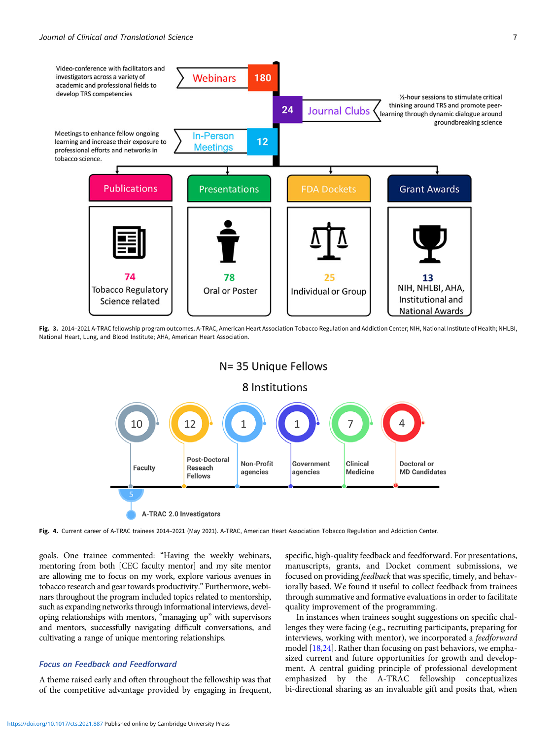Video-conference with facilitators and investigators across a variety of academic and professional fields to develop TRS competencies

Webinars 180

24 Journal Clubs

½-hour sessions to stimulate critical thinking around TRS and promote peer-learning through dynamic dialogue around groundbreaking science

Meetings to enhance fellow ongoing learning and increase their exposure to professional efforts and networks in tobacco science.

In-Person Meetings 12

| Publications | Presentations | FDA Dockets | Grant Awards |
| --- | --- | --- | --- |
| 74 Tobacco Regulatory Science related | 78 Oral or Poster | 25 Individual or Group | 13 NIH, NHLBI, AHA, Institutional and National Awards |

**Fig. 3.** 2014–2021 A-TRAC fellowship program outcomes. A-TRAC, American Heart Association Tobacco Regulation and Addiction Center; NIH, National Institute of Health; NHLBI, National Heart, Lung, and Blood Institute; AHA, American Heart Association.

N= 35 Unique Fellows

8 Institutions

| 10 | 12 | 1 | 1 | 7 | 4 |
| --- | --- | --- | --- | --- | --- |
| Faculty | Post-Doctoral Reseach Fellows | Non-Profit agencies | Government agencies | Clinical Medicine | Doctoral or MD Candidates |

5 A-TRAC 2.0 Investigators

**Fig. 4.** Current career of A-TRAC trainees 2014–2021 (May 2021). A-TRAC, American Heart Association Tobacco Regulation and Addiction Center.

goals. One trainee commented: "Having the weekly webinars, mentoring from both [CEC faculty mentor] and my site mentor are allowing me to focus on my work, explore various avenues in tobacco research and gear towards productivity." Furthermore, webinars throughout the program included topics related to mentorship, such as expanding networks through informational interviews, developing relationships with mentors, "managing up" with supervisors and mentors, successfully navigating difficult conversations, and cultivating a range of unique mentoring relationships.

### *Focus on Feedback and Feedforward*

A theme raised early and often throughout the fellowship was that of the competitive advantage provided by engaging in frequent, specific, high-quality feedback and feedforward. For presentations, manuscripts, grants, and Docket comment submissions, we focused on providing *feedback* that was specific, timely, and behaviorally based. We found it useful to collect feedback from trainees through summative and formative evaluations in order to facilitate quality improvement of the programming.

In instances when trainees sought suggestions on specific challenges they were facing (e.g., recruiting participants, preparing for interviews, working with mentor), we incorporated a *feedforward* model [18,24]. Rather than focusing on past behaviors, we emphasized current and future opportunities for growth and development. A central guiding principle of professional development emphasized by the A-TRAC fellowship conceptualizes bi-directional sharing as an invaluable gift and posits that, when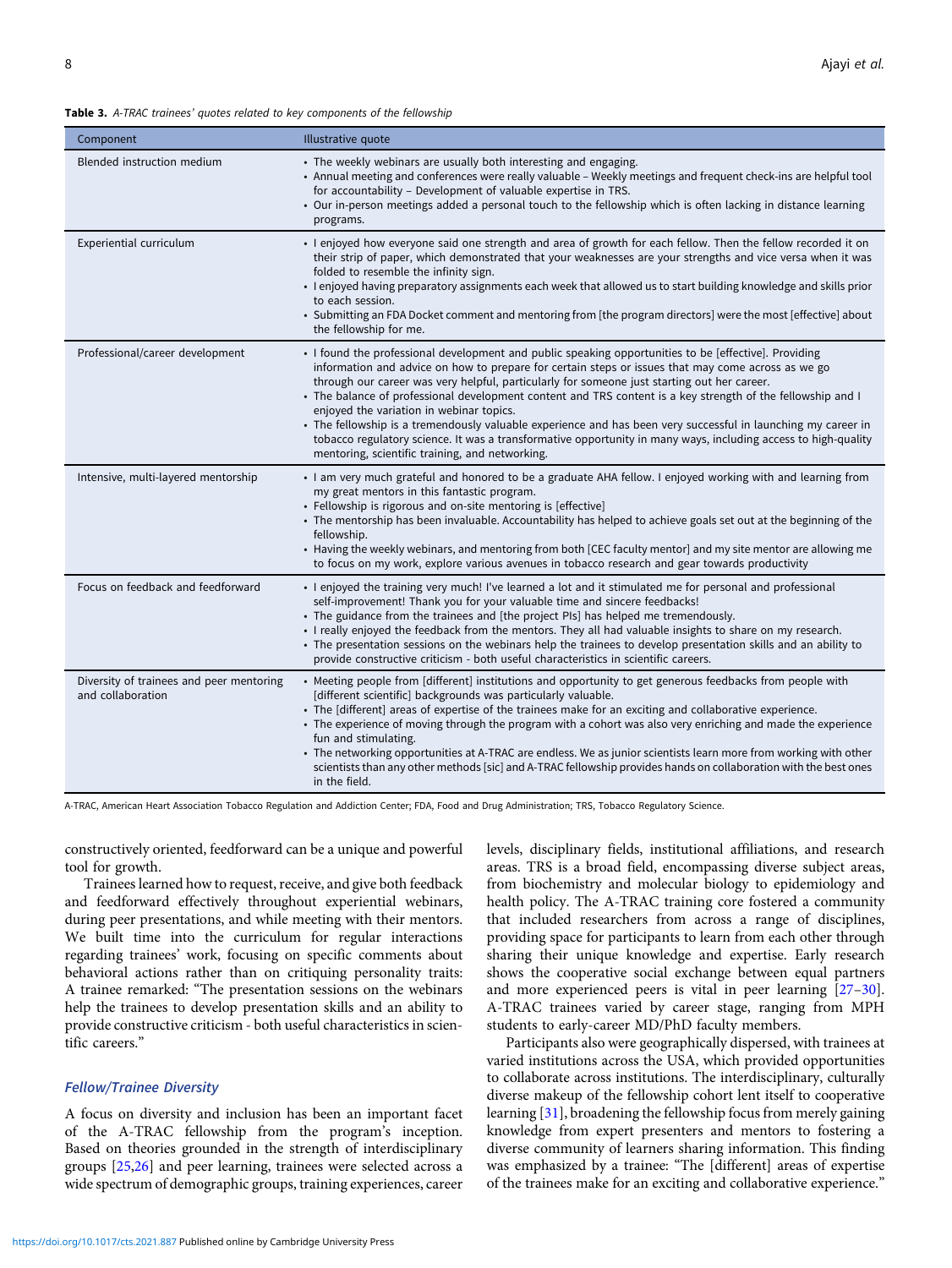**Table 3.** *A-TRAC trainees' quotes related to key components of the fellowship*

| Component | Illustrative quote |
|---|---|
| Blended instruction medium | • The weekly webinars are usually both interesting and engaging.<br>• Annual meeting and conferences were really valuable – Weekly meetings and frequent check-ins are helpful tool for accountability – Development of valuable expertise in TRS.<br>• Our in-person meetings added a personal touch to the fellowship which is often lacking in distance learning programs. |
| Experiential curriculum | • I enjoyed how everyone said one strength and area of growth for each fellow. Then the fellow recorded it on their strip of paper, which demonstrated that your weaknesses are your strengths and vice versa when it was folded to resemble the infinity sign.<br>• I enjoyed having preparatory assignments each week that allowed us to start building knowledge and skills prior to each session.<br>• Submitting an FDA Docket comment and mentoring from [the program directors] were the most [effective] about the fellowship for me. |
| Professional/career development | • I found the professional development and public speaking opportunities to be [effective]. Providing information and advice on how to prepare for certain steps or issues that may come across as we go through our career was very helpful, particularly for someone just starting out her career.<br>• The balance of professional development content and TRS content is a key strength of the fellowship and I enjoyed the variation in webinar topics.<br>• The fellowship is a tremendously valuable experience and has been very successful in launching my career in tobacco regulatory science. It was a transformative opportunity in many ways, including access to high-quality mentoring, scientific training, and networking. |
| Intensive, multi-layered mentorship | • I am very much grateful and honored to be a graduate AHA fellow. I enjoyed working with and learning from my great mentors in this fantastic program.<br>• Fellowship is rigorous and on-site mentoring is [effective]<br>• The mentorship has been invaluable. Accountability has helped to achieve goals set out at the beginning of the fellowship.<br>• Having the weekly webinars, and mentoring from both [CEC faculty mentor] and my site mentor are allowing me to focus on my work, explore various avenues in tobacco research and gear towards productivity |
| Focus on feedback and feedforward | • I enjoyed the training very much! I've learned a lot and it stimulated me for personal and professional self-improvement! Thank you for your valuable time and sincere feedbacks!<br>• The guidance from the trainees and [the project PIs] has helped me tremendously.<br>• I really enjoyed the feedback from the mentors. They all had valuable insights to share on my research.<br>• The presentation sessions on the webinars help the trainees to develop presentation skills and an ability to provide constructive criticism - both useful characteristics in scientific careers. |
| Diversity of trainees and peer mentoring and collaboration | • Meeting people from [different] institutions and opportunity to get generous feedbacks from people with [different scientific] backgrounds was particularly valuable.<br>• The [different] areas of expertise of the trainees make for an exciting and collaborative experience.<br>• The experience of moving through the program with a cohort was also very enriching and made the experience fun and stimulating.<br>• The networking opportunities at A-TRAC are endless. We as junior scientists learn more from working with other scientists than any other methods [sic] and A-TRAC fellowship provides hands on collaboration with the best ones in the field. |

A-TRAC, American Heart Association Tobacco Regulation and Addiction Center; FDA, Food and Drug Administration; TRS, Tobacco Regulatory Science.

constructively oriented, feedforward can be a unique and powerful tool for growth.

Trainees learned how to request, receive, and give both feedback and feedforward effectively throughout experiential webinars, during peer presentations, and while meeting with their mentors. We built time into the curriculum for regular interactions regarding trainees' work, focusing on specific comments about behavioral actions rather than on critiquing personality traits: A trainee remarked: "The presentation sessions on the webinars help the trainees to develop presentation skills and an ability to provide constructive criticism - both useful characteristics in scientific careers."

### *Fellow/Trainee Diversity*

A focus on diversity and inclusion has been an important facet of the A-TRAC fellowship from the program's inception. Based on theories grounded in the strength of interdisciplinary groups [25,26] and peer learning, trainees were selected across a wide spectrum of demographic groups, training experiences, career levels, disciplinary fields, institutional affiliations, and research areas. TRS is a broad field, encompassing diverse subject areas, from biochemistry and molecular biology to epidemiology and health policy. The A-TRAC training core fostered a community that included researchers from across a range of disciplines, providing space for participants to learn from each other through sharing their unique knowledge and expertise. Early research shows the cooperative social exchange between equal partners and more experienced peers is vital in peer learning [27–30]. A-TRAC trainees varied by career stage, ranging from MPH students to early-career MD/PhD faculty members.

Participants also were geographically dispersed, with trainees at varied institutions across the USA, which provided opportunities to collaborate across institutions. The interdisciplinary, culturally diverse makeup of the fellowship cohort lent itself to cooperative learning [31], broadening the fellowship focus from merely gaining knowledge from expert presenters and mentors to fostering a diverse community of learners sharing information. This finding was emphasized by a trainee: "The [different] areas of expertise of the trainees make for an exciting and collaborative experience."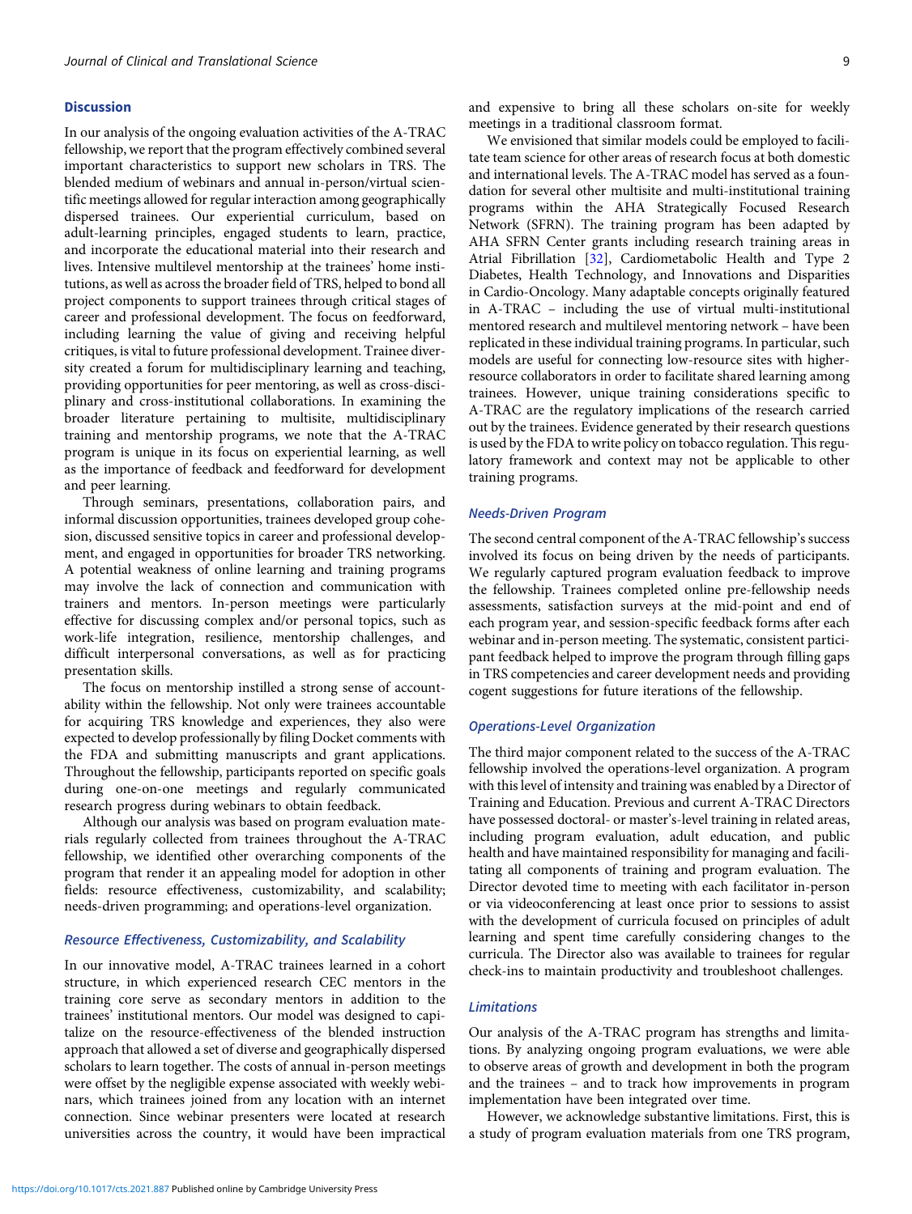## Discussion

In our analysis of the ongoing evaluation activities of the A-TRAC fellowship, we report that the program effectively combined several important characteristics to support new scholars in TRS. The blended medium of webinars and annual in-person/virtual scientific meetings allowed for regular interaction among geographically dispersed trainees. Our experiential curriculum, based on adult-learning principles, engaged students to learn, practice, and incorporate the educational material into their research and lives. Intensive multilevel mentorship at the trainees' home institutions, as well as across the broader field of TRS, helped to bond all project components to support trainees through critical stages of career and professional development. The focus on feedforward, including learning the value of giving and receiving helpful critiques, is vital to future professional development. Trainee diversity created a forum for multidisciplinary learning and teaching, providing opportunities for peer mentoring, as well as cross-disciplinary and cross-institutional collaborations. In examining the broader literature pertaining to multisite, multidisciplinary training and mentorship programs, we note that the A-TRAC program is unique in its focus on experiential learning, as well as the importance of feedback and feedforward for development and peer learning.

Through seminars, presentations, collaboration pairs, and informal discussion opportunities, trainees developed group cohesion, discussed sensitive topics in career and professional development, and engaged in opportunities for broader TRS networking. A potential weakness of online learning and training programs may involve the lack of connection and communication with trainers and mentors. In-person meetings were particularly effective for discussing complex and/or personal topics, such as work-life integration, resilience, mentorship challenges, and difficult interpersonal conversations, as well as for practicing presentation skills.

The focus on mentorship instilled a strong sense of accountability within the fellowship. Not only were trainees accountable for acquiring TRS knowledge and experiences, they also were expected to develop professionally by filing Docket comments with the FDA and submitting manuscripts and grant applications. Throughout the fellowship, participants reported on specific goals during one-on-one meetings and regularly communicated research progress during webinars to obtain feedback.

Although our analysis was based on program evaluation materials regularly collected from trainees throughout the A-TRAC fellowship, we identified other overarching components of the program that render it an appealing model for adoption in other fields: resource effectiveness, customizability, and scalability; needs-driven programming; and operations-level organization.

### Resource Effectiveness, Customizability, and Scalability

In our innovative model, A-TRAC trainees learned in a cohort structure, in which experienced research CEC mentors in the training core serve as secondary mentors in addition to the trainees' institutional mentors. Our model was designed to capitalize on the resource-effectiveness of the blended instruction approach that allowed a set of diverse and geographically dispersed scholars to learn together. The costs of annual in-person meetings were offset by the negligible expense associated with weekly webinars, which trainees joined from any location with an internet connection. Since webinar presenters were located at research universities across the country, it would have been impractical and expensive to bring all these scholars on-site for weekly meetings in a traditional classroom format.

We envisioned that similar models could be employed to facilitate team science for other areas of research focus at both domestic and international levels. The A-TRAC model has served as a foundation for several other multisite and multi-institutional training programs within the AHA Strategically Focused Research Network (SFRN). The training program has been adapted by AHA SFRN Center grants including research training areas in Atrial Fibrillation [32], Cardiometabolic Health and Type 2 Diabetes, Health Technology, and Innovations and Disparities in Cardio-Oncology. Many adaptable concepts originally featured in A-TRAC – including the use of virtual multi-institutional mentored research and multilevel mentoring network – have been replicated in these individual training programs. In particular, such models are useful for connecting low-resource sites with higher-resource collaborators in order to facilitate shared learning among trainees. However, unique training considerations specific to A-TRAC are the regulatory implications of the research carried out by the trainees. Evidence generated by their research questions is used by the FDA to write policy on tobacco regulation. This regulatory framework and context may not be applicable to other training programs.

### Needs-Driven Program

The second central component of the A-TRAC fellowship's success involved its focus on being driven by the needs of participants. We regularly captured program evaluation feedback to improve the fellowship. Trainees completed online pre-fellowship needs assessments, satisfaction surveys at the mid-point and end of each program year, and session-specific feedback forms after each webinar and in-person meeting. The systematic, consistent participant feedback helped to improve the program through filling gaps in TRS competencies and career development needs and providing cogent suggestions for future iterations of the fellowship.

### Operations-Level Organization

The third major component related to the success of the A-TRAC fellowship involved the operations-level organization. A program with this level of intensity and training was enabled by a Director of Training and Education. Previous and current A-TRAC Directors have possessed doctoral- or master's-level training in related areas, including program evaluation, adult education, and public health and have maintained responsibility for managing and facilitating all components of training and program evaluation. The Director devoted time to meeting with each facilitator in-person or via videoconferencing at least once prior to sessions to assist with the development of curricula focused on principles of adult learning and spent time carefully considering changes to the curricula. The Director also was available to trainees for regular check-ins to maintain productivity and troubleshoot challenges.

### Limitations

Our analysis of the A-TRAC program has strengths and limitations. By analyzing ongoing program evaluations, we were able to observe areas of growth and development in both the program and the trainees – and to track how improvements in program implementation have been integrated over time.

However, we acknowledge substantive limitations. First, this is a study of program evaluation materials from one TRS program,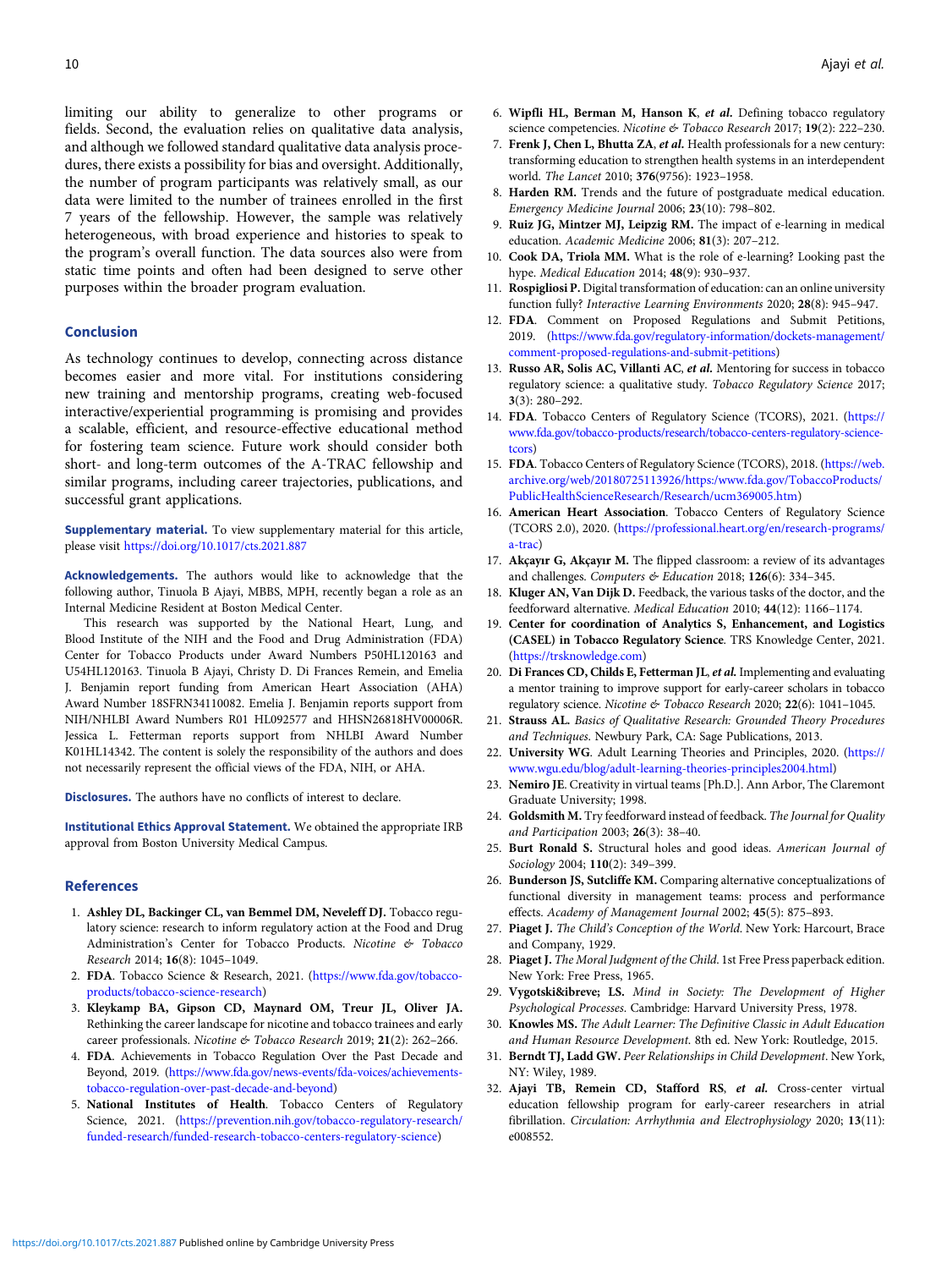limiting our ability to generalize to other programs or fields. Second, the evaluation relies on qualitative data analysis, and although we followed standard qualitative data analysis procedures, there exists a possibility for bias and oversight. Additionally, the number of program participants was relatively small, as our data were limited to the number of trainees enrolled in the first 7 years of the fellowship. However, the sample was relatively heterogeneous, with broad experience and histories to speak to the program's overall function. The data sources also were from static time points and often had been designed to serve other purposes within the broader program evaluation.

## Conclusion

As technology continues to develop, connecting across distance becomes easier and more vital. For institutions considering new training and mentorship programs, creating web-focused interactive/experiential programming is promising and provides a scalable, efficient, and resource-effective educational method for fostering team science. Future work should consider both short- and long-term outcomes of the A-TRAC fellowship and similar programs, including career trajectories, publications, and successful grant applications.

**Supplementary material.** To view supplementary material for this article, please visit https://doi.org/10.1017/cts.2021.887

**Acknowledgements.** The authors would like to acknowledge that the following author, Tinuola B Ajayi, MBBS, MPH, recently began a role as an Internal Medicine Resident at Boston Medical Center.

This research was supported by the National Heart, Lung, and Blood Institute of the NIH and the Food and Drug Administration (FDA) Center for Tobacco Products under Award Numbers P50HL120163 and U54HL120163. Tinuola B Ajayi, Christy D. Di Frances Remein, and Emelia J. Benjamin report funding from American Heart Association (AHA) Award Number 18SFRN34110082. Emelia J. Benjamin reports support from NIH/NHLBI Award Numbers R01 HL092577 and HHSN26818HV00006R. Jessica L. Fetterman reports support from NHLBI Award Number K01HL14342. The content is solely the responsibility of the authors and does not necessarily represent the official views of the FDA, NIH, or AHA.

**Disclosures.** The authors have no conflicts of interest to declare.

**Institutional Ethics Approval Statement.** We obtained the appropriate IRB approval from Boston University Medical Campus.

## References

1. **Ashley DL, Backinger CL, van Bemmel DM, Neveleff DJ.** Tobacco regulatory science: research to inform regulatory action at the Food and Drug Administration's Center for Tobacco Products. *Nicotine & Tobacco Research* 2014; **16**(8): 1045–1049.
2. **FDA**. Tobacco Science & Research, 2021. (https://www.fda.gov/tobacco-products/tobacco-science-research)
3. **Kleykamp BA, Gipson CD, Maynard OM, Treur JL, Oliver JA.** Rethinking the career landscape for nicotine and tobacco trainees and early career professionals. *Nicotine & Tobacco Research* 2019; **21**(2): 262–266.
4. **FDA**. Achievements in Tobacco Regulation Over the Past Decade and Beyond, 2019. (https://www.fda.gov/news-events/fda-voices/achievements-tobacco-regulation-over-past-decade-and-beyond)
5. **National Institutes of Health**. Tobacco Centers of Regulatory Science, 2021. (https://prevention.nih.gov/tobacco-regulatory-research/funded-research/funded-research-tobacco-centers-regulatory-science)
6. **Wipfli HL, Berman M, Hanson K, *et al.*** Defining tobacco regulatory science competencies. *Nicotine & Tobacco Research* 2017; **19**(2): 222–230.
7. **Frenk J, Chen L, Bhutta ZA, *et al.*** Health professionals for a new century: transforming education to strengthen health systems in an interdependent world. *The Lancet* 2010; **376**(9756): 1923–1958.
8. **Harden RM.** Trends and the future of postgraduate medical education. *Emergency Medicine Journal* 2006; **23**(10): 798–802.
9. **Ruiz JG, Mintzer MJ, Leipzig RM.** The impact of e-learning in medical education. *Academic Medicine* 2006; **81**(3): 207–212.
10. **Cook DA, Triola MM.** What is the role of e-learning? Looking past the hype. *Medical Education* 2014; **48**(9): 930–937.
11. **Rospigliosi P.** Digital transformation of education: can an online university function fully? *Interactive Learning Environments* 2020; **28**(8): 945–947.
12. **FDA**. Comment on Proposed Regulations and Submit Petitions, 2019. (https://www.fda.gov/regulatory-information/dockets-management/comment-proposed-regulations-and-submit-petitions)
13. **Russo AR, Solis AC, Villanti AC, *et al.*** Mentoring for success in tobacco regulatory science: a qualitative study. *Tobacco Regulatory Science* 2017; **3**(3): 280–292.
14. **FDA**. Tobacco Centers of Regulatory Science (TCORS), 2021. (https://www.fda.gov/tobacco-products/research/tobacco-centers-regulatory-science-tcors)
15. **FDA**. Tobacco Centers of Regulatory Science (TCORS), 2018. (https://web.archive.org/web/20180725113926/https:/www.fda.gov/TobaccoProducts/PublicHealthScienceResearch/Research/ucm369005.htm)
16. **American Heart Association**. Tobacco Centers of Regulatory Science (TCORS 2.0), 2020. (https://professional.heart.org/en/research-programs/a-trac)
17. **Akçayır G, Akçayır M.** The flipped classroom: a review of its advantages and challenges. *Computers & Education* 2018; **126**(6): 334–345.
18. **Kluger AN, Van Dijk D.** Feedback, the various tasks of the doctor, and the feedforward alternative. *Medical Education* 2010; **44**(12): 1166–1174.
19. **Center for coordination of Analytics S, Enhancement, and Logistics (CASEL) in Tobacco Regulatory Science**. TRS Knowledge Center, 2021. (https://trsknowledge.com)
20. **Di Frances CD, Childs E, Fetterman JL, *et al.*** Implementing and evaluating a mentor training to improve support for early-career scholars in tobacco regulatory science. *Nicotine & Tobacco Research* 2020; **22**(6): 1041–1045.
21. **Strauss AL.** *Basics of Qualitative Research: Grounded Theory Procedures and Techniques*. Newbury Park, CA: Sage Publications, 2013.
22. **University WG**. Adult Learning Theories and Principles, 2020. (https://www.wgu.edu/blog/adult-learning-theories-principles2004.html)
23. **Nemiro JE**. Creativity in virtual teams [Ph.D.]. Ann Arbor, The Claremont Graduate University; 1998.
24. **Goldsmith M.** Try feedforward instead of feedback. *The Journal for Quality and Participation* 2003; **26**(3): 38–40.
25. **Burt Ronald S.** Structural holes and good ideas. *American Journal of Sociology* 2004; **110**(2): 349–399.
26. **Bunderson JS, Sutcliffe KM.** Comparing alternative conceptualizations of functional diversity in management teams: process and performance effects. *Academy of Management Journal* 2002; **45**(5): 875–893.
27. **Piaget J.** *The Child's Conception of the World*. New York: Harcourt, Brace and Company, 1929.
28. **Piaget J.** *The Moral Judgment of the Child*. 1st Free Press paperback edition. New York: Free Press, 1965.
29. **Vygotski&ibreve; LS.** *Mind in Society: The Development of Higher Psychological Processes*. Cambridge: Harvard University Press, 1978.
30. **Knowles MS.** *The Adult Learner: The Definitive Classic in Adult Education and Human Resource Development*. 8th ed. New York: Routledge, 2015.
31. **Berndt TJ, Ladd GW.** *Peer Relationships in Child Development*. New York, NY: Wiley, 1989.
32. **Ajayi TB, Remein CD, Stafford RS, *et al.*** Cross-center virtual education fellowship program for early-career researchers in atrial fibrillation. *Circulation: Arrhythmia and Electrophysiology* 2020; **13**(11): e008552.